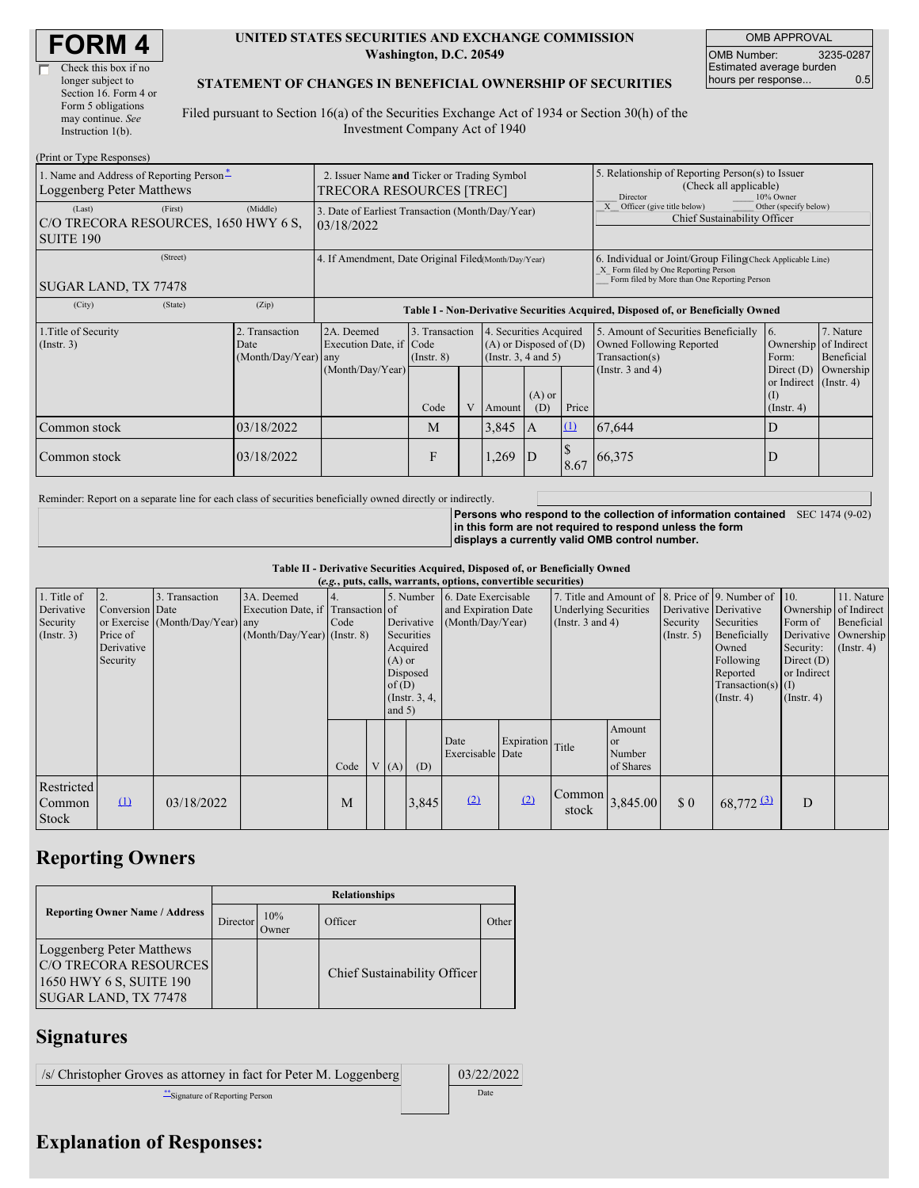# FORM 4

☐ Check this box if no longer subject to Section 16. Form 4 or Form 5 obligations may continue. *See* Instruction 1(b).

**UNITED STATES SECURITIES AND EXCHANGE COMMISSION**
**Washington, D.C. 20549**

**STATEMENT OF CHANGES IN BENEFICIAL OWNERSHIP OF SECURITIES**

Filed pursuant to Section 16(a) of the Securities Exchange Act of 1934 or Section 30(h) of the Investment Company Act of 1940

| OMB APPROVAL | |
|---|---|
| OMB Number: | 3235-0287 |
| Estimated average burden hours per response... | 0.5 |

(Print or Type Responses)

| 1. Name and Address of Reporting Person* | 2. Issuer Name and Ticker or Trading Symbol | 5. Relationship of Reporting Person(s) to Issuer (Check all applicable) |
|---|---|---|
| Loggenberg Peter Matthews | TRECORA RESOURCES [TREC] | ___ Director ___ 10% Owner _X_ Officer (give title below) ___ Other (specify below) |
| (Last) (First) (Middle) C/O TRECORA RESOURCES, 1650 HWY 6 S, SUITE 190 | 3. Date of Earliest Transaction (Month/Day/Year) 03/18/2022 | Chief Sustainability Officer |
| (Street) SUGAR LAND, TX 77478 | 4. If Amendment, Date Original Filed (Month/Day/Year) | 6. Individual or Joint/Group Filing (Check Applicable Line) _X_ Form filed by One Reporting Person ___ Form filed by More than One Reporting Person |
| (City) (State) (Zip) | | |

**Table I - Non-Derivative Securities Acquired, Disposed of, or Beneficially Owned**

| 1.Title of Security (Instr. 3) | 2. Transaction Date (Month/Day/Year) | 2A. Deemed Execution Date, if any (Month/Day/Year) | 3. Transaction Code (Instr. 8) | | 4. Securities Acquired (A) or Disposed of (D) (Instr. 3, 4 and 5) | | | 5. Amount of Securities Beneficially Owned Following Reported Transaction(s) (Instr. 3 and 4) | 6. Ownership Form: Direct (D) or Indirect (I) (Instr. 4) | 7. Nature of Indirect Beneficial Ownership (Instr. 4) |
|---|---|---|---|---|---|---|---|---|---|---|
| | | | Code | V | Amount | (A) or (D) | Price | | | |
| Common stock | 03/18/2022 | | M | | 3,845 | A | (1) | 67,644 | D | |
| Common stock | 03/18/2022 | | F | | 1,269 | D | $ 8.67 | 66,375 | D | |

Reminder: Report on a separate line for each class of securities beneficially owned directly or indirectly.

**Persons who respond to the collection of information contained in this form are not required to respond unless the form displays a currently valid OMB control number.** SEC 1474 (9-02)

**Table II - Derivative Securities Acquired, Disposed of, or Beneficially Owned**
**(e.g., puts, calls, warrants, options, convertible securities)**

| 1. Title of Derivative Security (Instr. 3) | 2. Conversion or Exercise Price of Derivative Security | 3. Transaction Date (Month/Day/Year) | 3A. Deemed Execution Date, if any (Month/Day/Year) | 4. Transaction Code (Instr. 8) | | 5. Number of Derivative Securities Acquired (A) or Disposed of (D) (Instr. 3, 4, and 5) | | 6. Date Exercisable and Expiration Date (Month/Day/Year) | | 7. Title and Amount of Underlying Securities (Instr. 3 and 4) | | 8. Price of Derivative Security (Instr. 5) | 9. Number of Derivative Securities Beneficially Owned Following Reported Transaction(s) (Instr. 4) | 10. Ownership Form of Derivative Security: Direct (D) or Indirect (I) (Instr. 4) | 11. Nature of Indirect Beneficial Ownership (Instr. 4) |
|---|---|---|---|---|---|---|---|---|---|---|---|---|---|---|---|
| | | | | Code | V | (A) | (D) | Date Exercisable | Expiration Date | Title | Amount or Number of Shares | | | | |
| Restricted Common Stock | (1) | 03/18/2022 | | M | | | 3,845 | (2) | (2) | Common stock | 3,845.00 | $ 0 | 68,772 (3) | D | |

## Reporting Owners

| Reporting Owner Name / Address | Relationships | | | |
|---|---|---|---|---|
| | Director | 10% Owner | Officer | Other |
| Loggenberg Peter Matthews C/O TRECORA RESOURCES 1650 HWY 6 S, SUITE 190 SUGAR LAND, TX 77478 | | | Chief Sustainability Officer | |

## Signatures

| /s/ Christopher Groves as attorney in fact for Peter M. Loggenberg | 03/22/2022 |
|---|---|
| **Signature of Reporting Person | Date |

## Explanation of Responses: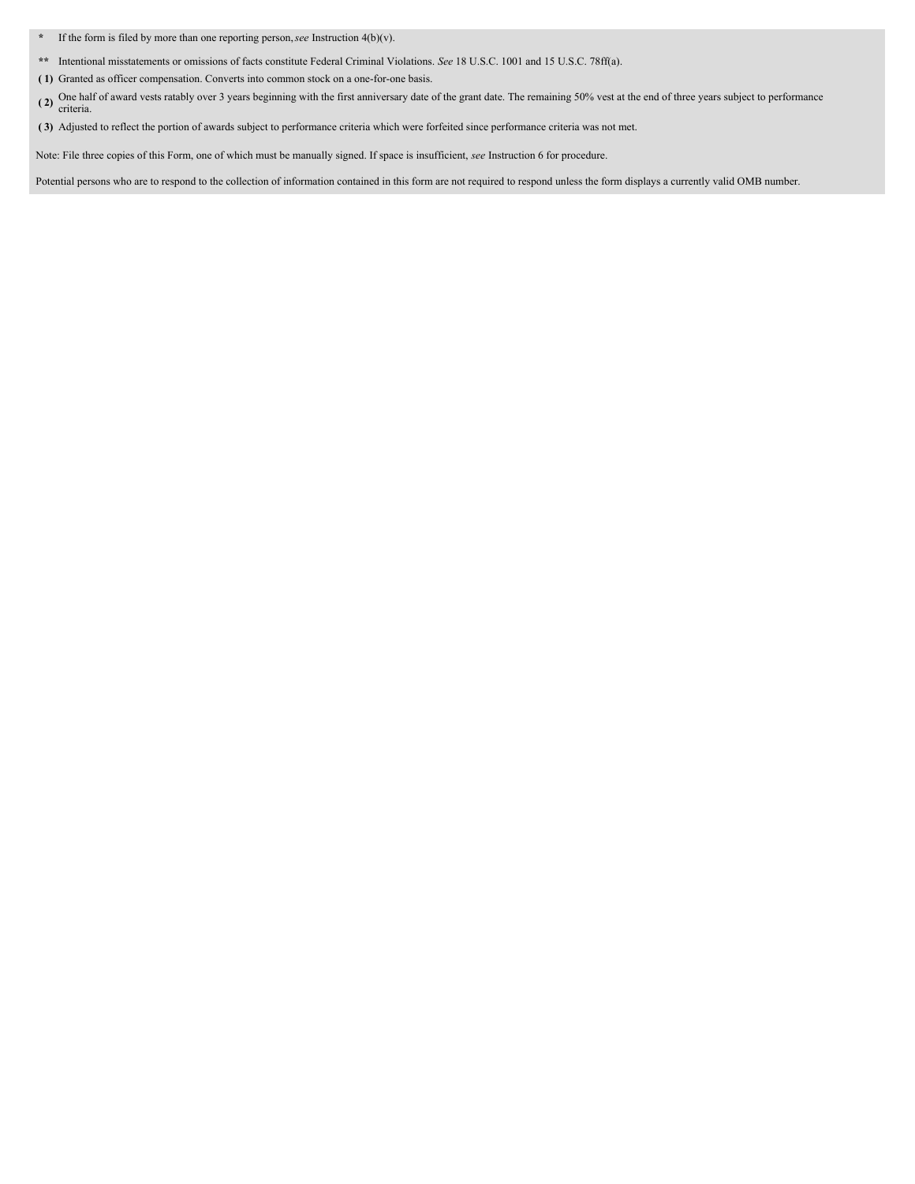\* If the form is filed by more than one reporting person, *see* Instruction 4(b)(v).

\*\* Intentional misstatements or omissions of facts constitute Federal Criminal Violations. *See* 18 U.S.C. 1001 and 15 U.S.C. 78ff(a).

**( 1)** Granted as officer compensation. Converts into common stock on a one-for-one basis.

**( 2)** One half of award vests ratably over 3 years beginning with the first anniversary date of the grant date. The remaining 50% vest at the end of three years subject to performance criteria.

**( 3)** Adjusted to reflect the portion of awards subject to performance criteria which were forfeited since performance criteria was not met.

Note: File three copies of this Form, one of which must be manually signed. If space is insufficient, *see* Instruction 6 for procedure.

Potential persons who are to respond to the collection of information contained in this form are not required to respond unless the form displays a currently valid OMB number.